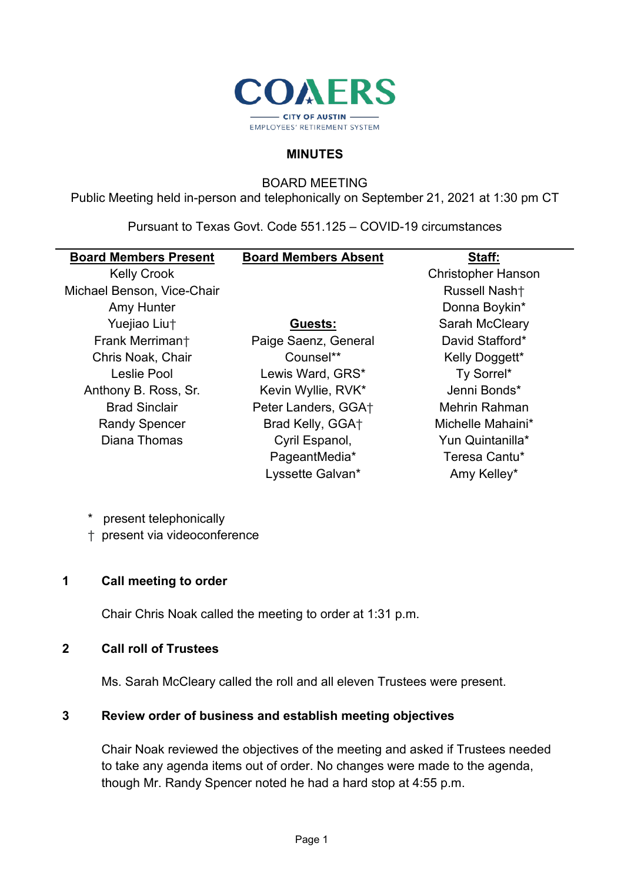COAERS
CITY OF AUSTIN
EMPLOYEES' RETIREMENT SYSTEM

# MINUTES

BOARD MEETING
Public Meeting held in-person and telephonically on September 21, 2021 at 1:30 pm CT

Pursuant to Texas Govt. Code 551.125 – COVID-19 circumstances

| **Board Members Present** | **Board Members Absent** | **Staff:** |
|---|---|---|
| Kelly Crook | | Christopher Hanson |
| Michael Benson, Vice-Chair | | Russell Nash† |
| Amy Hunter | | Donna Boykin* |
| Yuejiao Liu† | **Guests:** | Sarah McCleary |
| Frank Merriman† | Paige Saenz, General Counsel** | David Stafford* |
| Chris Noak, Chair | Lewis Ward, GRS* | Kelly Doggett* |
| Leslie Pool | Kevin Wyllie, RVK* | Ty Sorrel* |
| Anthony B. Ross, Sr. | Peter Landers, GGA† | Jenni Bonds* |
| Brad Sinclair | Brad Kelly, GGA† | Mehrin Rahman |
| Randy Spencer | Cyril Espanol, PageantMedia* | Michelle Mahaini* |
| Diana Thomas | Lyssette Galvan* | Yun Quintanilla* |
| | | Teresa Cantu* |
| | | Amy Kelley* |

\* present telephonically
† present via videoconference

## 1 Call meeting to order

Chair Chris Noak called the meeting to order at 1:31 p.m.

## 2 Call roll of Trustees

Ms. Sarah McCleary called the roll and all eleven Trustees were present.

## 3 Review order of business and establish meeting objectives

Chair Noak reviewed the objectives of the meeting and asked if Trustees needed to take any agenda items out of order. No changes were made to the agenda, though Mr. Randy Spencer noted he had a hard stop at 4:55 p.m.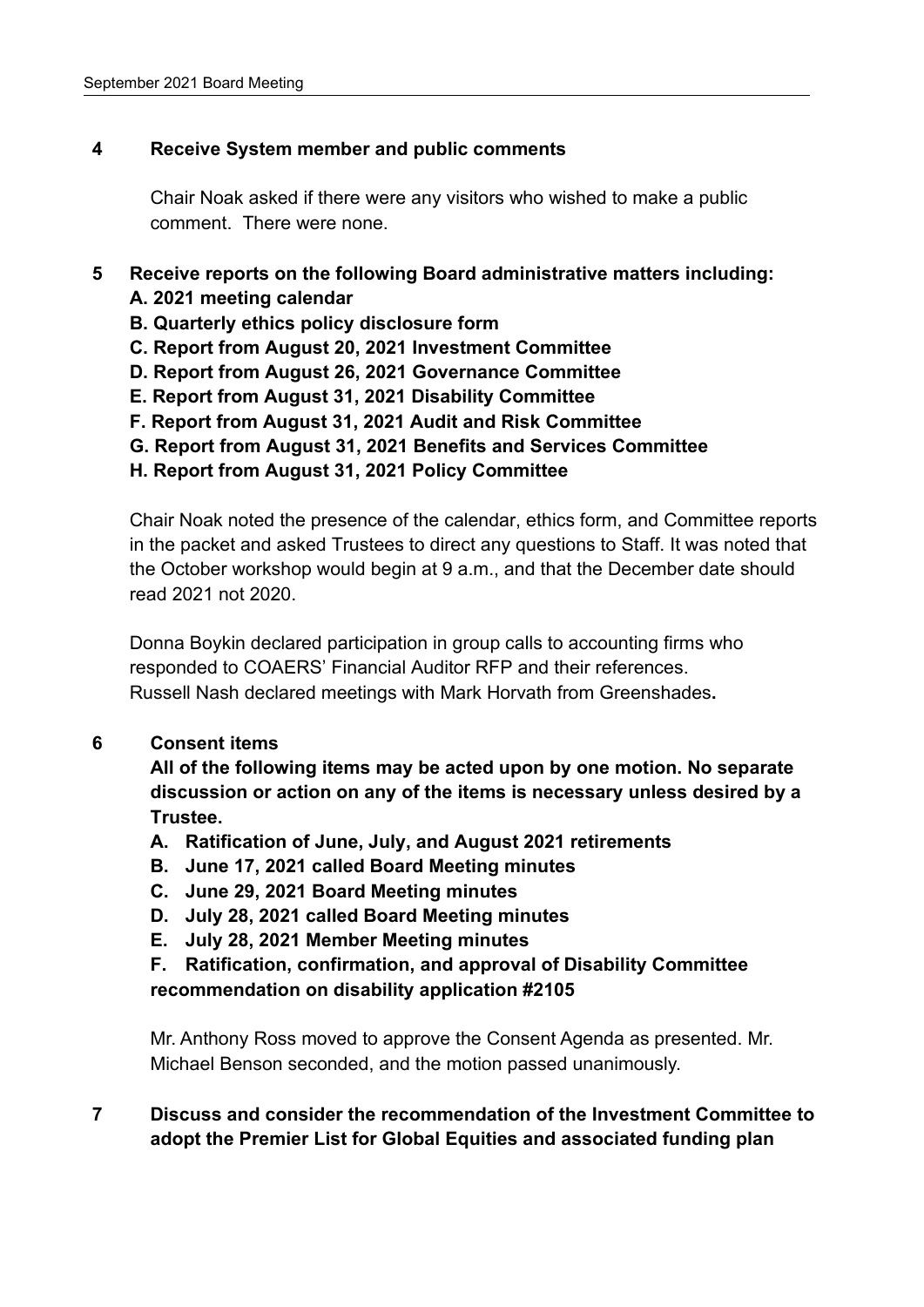## 4 Receive System member and public comments

Chair Noak asked if there were any visitors who wished to make a public comment. There were none.

## 5 Receive reports on the following Board administrative matters including:

**A. 2021 meeting calendar**
**B. Quarterly ethics policy disclosure form**
**C. Report from August 20, 2021 Investment Committee**
**D. Report from August 26, 2021 Governance Committee**
**E. Report from August 31, 2021 Disability Committee**
**F. Report from August 31, 2021 Audit and Risk Committee**
**G. Report from August 31, 2021 Benefits and Services Committee**
**H. Report from August 31, 2021 Policy Committee**

Chair Noak noted the presence of the calendar, ethics form, and Committee reports in the packet and asked Trustees to direct any questions to Staff. It was noted that the October workshop would begin at 9 a.m., and that the December date should read 2021 not 2020.

Donna Boykin declared participation in group calls to accounting firms who responded to COAERS' Financial Auditor RFP and their references.
Russell Nash declared meetings with Mark Horvath from Greenshades.

## 6 Consent items

**All of the following items may be acted upon by one motion. No separate discussion or action on any of the items is necessary unless desired by a Trustee.**

**A. Ratification of June, July, and August 2021 retirements**
**B. June 17, 2021 called Board Meeting minutes**
**C. June 29, 2021 Board Meeting minutes**
**D. July 28, 2021 called Board Meeting minutes**
**E. July 28, 2021 Member Meeting minutes**
**F. Ratification, confirmation, and approval of Disability Committee recommendation on disability application #2105**

Mr. Anthony Ross moved to approve the Consent Agenda as presented. Mr. Michael Benson seconded, and the motion passed unanimously.

## 7 Discuss and consider the recommendation of the Investment Committee to adopt the Premier List for Global Equities and associated funding plan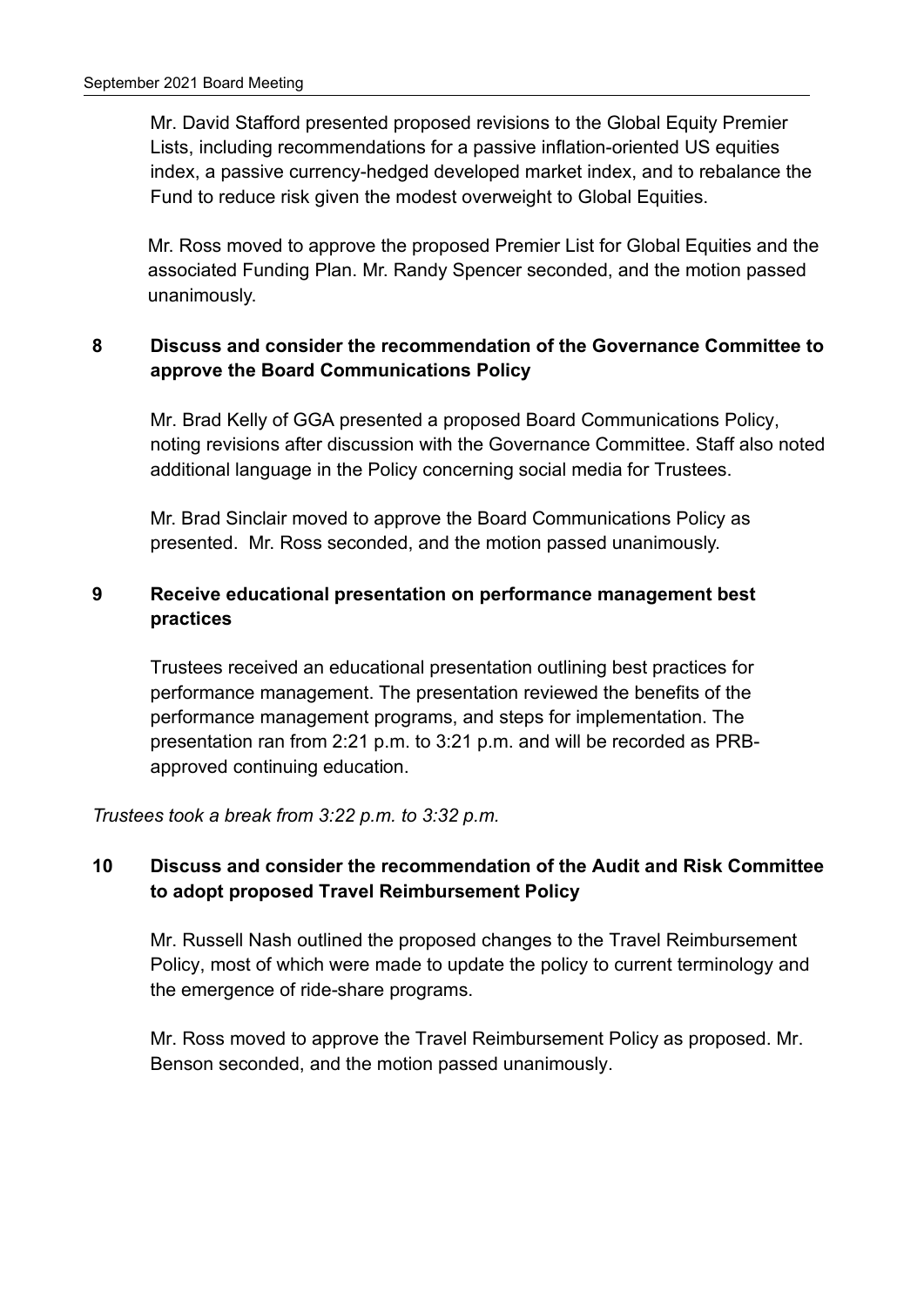Mr. David Stafford presented proposed revisions to the Global Equity Premier Lists, including recommendations for a passive inflation-oriented US equities index, a passive currency-hedged developed market index, and to rebalance the Fund to reduce risk given the modest overweight to Global Equities.

Mr. Ross moved to approve the proposed Premier List for Global Equities and the associated Funding Plan. Mr. Randy Spencer seconded, and the motion passed unanimously.

## 8 Discuss and consider the recommendation of the Governance Committee to approve the Board Communications Policy

Mr. Brad Kelly of GGA presented a proposed Board Communications Policy, noting revisions after discussion with the Governance Committee. Staff also noted additional language in the Policy concerning social media for Trustees.

Mr. Brad Sinclair moved to approve the Board Communications Policy as presented. Mr. Ross seconded, and the motion passed unanimously.

## 9 Receive educational presentation on performance management best practices

Trustees received an educational presentation outlining best practices for performance management. The presentation reviewed the benefits of the performance management programs, and steps for implementation. The presentation ran from 2:21 p.m. to 3:21 p.m. and will be recorded as PRB-approved continuing education.

*Trustees took a break from 3:22 p.m. to 3:32 p.m.*

## 10 Discuss and consider the recommendation of the Audit and Risk Committee to adopt proposed Travel Reimbursement Policy

Mr. Russell Nash outlined the proposed changes to the Travel Reimbursement Policy, most of which were made to update the policy to current terminology and the emergence of ride-share programs.

Mr. Ross moved to approve the Travel Reimbursement Policy as proposed. Mr. Benson seconded, and the motion passed unanimously.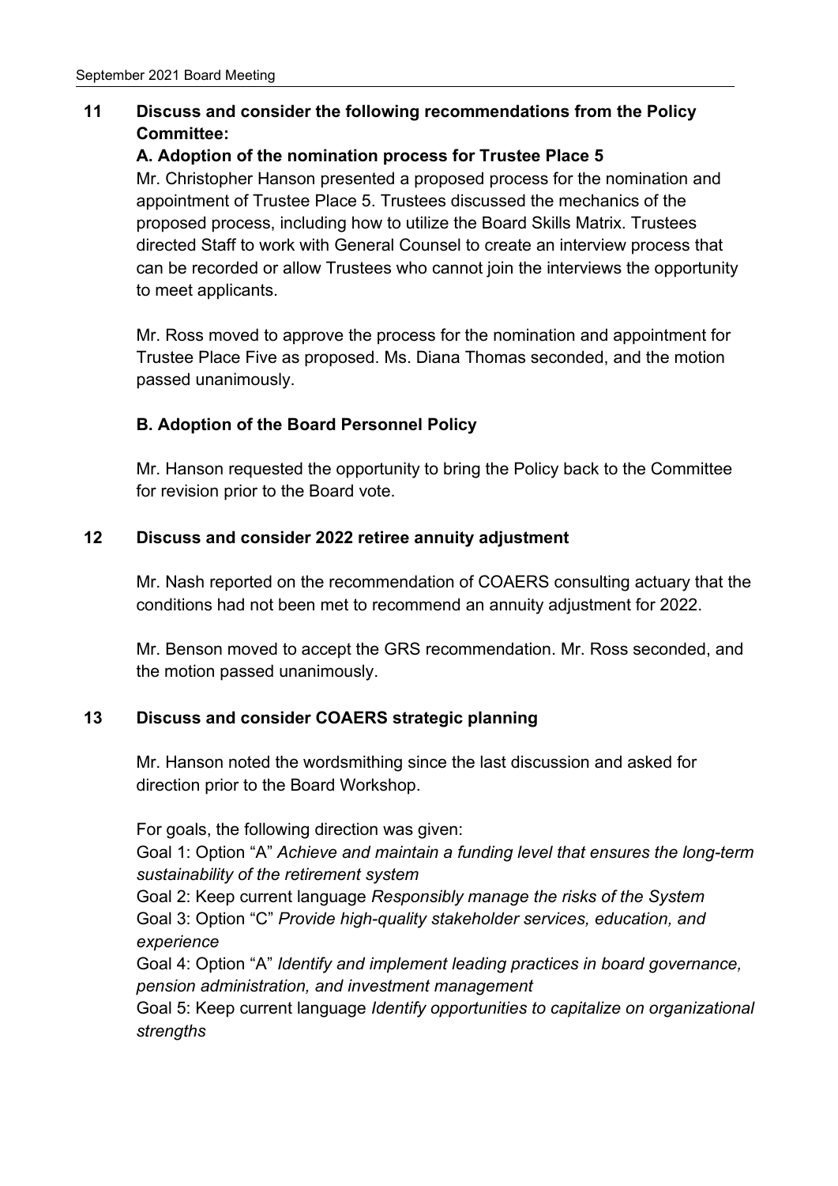## 11 Discuss and consider the following recommendations from the Policy Committee:

### A. Adoption of the nomination process for Trustee Place 5

Mr. Christopher Hanson presented a proposed process for the nomination and appointment of Trustee Place 5. Trustees discussed the mechanics of the proposed process, including how to utilize the Board Skills Matrix. Trustees directed Staff to work with General Counsel to create an interview process that can be recorded or allow Trustees who cannot join the interviews the opportunity to meet applicants.

Mr. Ross moved to approve the process for the nomination and appointment for Trustee Place Five as proposed. Ms. Diana Thomas seconded, and the motion passed unanimously.

### B. Adoption of the Board Personnel Policy

Mr. Hanson requested the opportunity to bring the Policy back to the Committee for revision prior to the Board vote.

## 12 Discuss and consider 2022 retiree annuity adjustment

Mr. Nash reported on the recommendation of COAERS consulting actuary that the conditions had not been met to recommend an annuity adjustment for 2022.

Mr. Benson moved to accept the GRS recommendation. Mr. Ross seconded, and the motion passed unanimously.

## 13 Discuss and consider COAERS strategic planning

Mr. Hanson noted the wordsmithing since the last discussion and asked for direction prior to the Board Workshop.

For goals, the following direction was given:
Goal 1: Option "A" *Achieve and maintain a funding level that ensures the long-term sustainability of the retirement system*
Goal 2: Keep current language *Responsibly manage the risks of the System*
Goal 3: Option "C" *Provide high-quality stakeholder services, education, and experience*
Goal 4: Option "A" *Identify and implement leading practices in board governance, pension administration, and investment management*
Goal 5: Keep current language *Identify opportunities to capitalize on organizational strengths*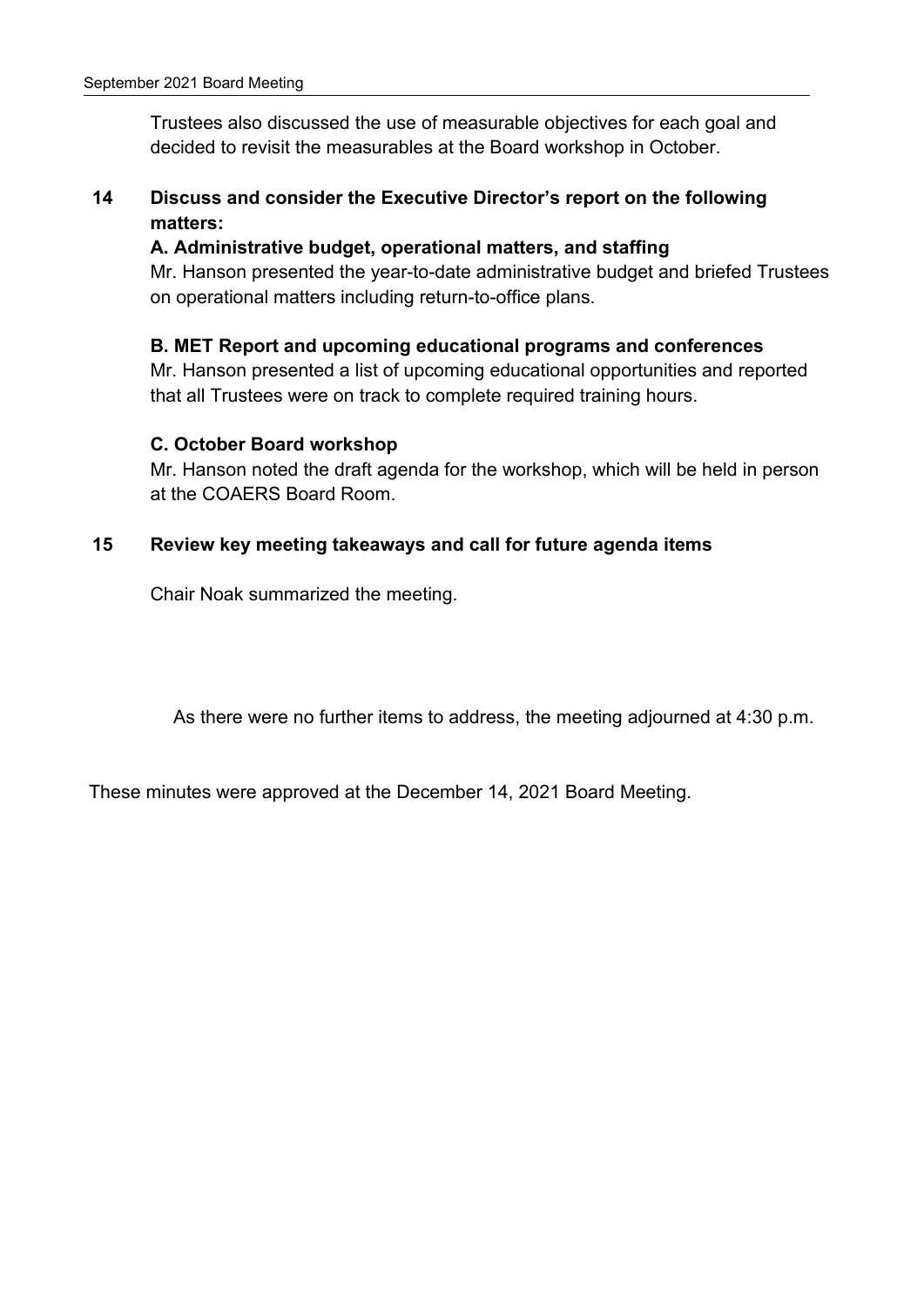Trustees also discussed the use of measurable objectives for each goal and decided to revisit the measurables at the Board workshop in October.

**14 Discuss and consider the Executive Director's report on the following matters:**

**A. Administrative budget, operational matters, and staffing**

Mr. Hanson presented the year-to-date administrative budget and briefed Trustees on operational matters including return-to-office plans.

**B. MET Report and upcoming educational programs and conferences**

Mr. Hanson presented a list of upcoming educational opportunities and reported that all Trustees were on track to complete required training hours.

**C. October Board workshop**

Mr. Hanson noted the draft agenda for the workshop, which will be held in person at the COAERS Board Room.

**15 Review key meeting takeaways and call for future agenda items**

Chair Noak summarized the meeting.

As there were no further items to address, the meeting adjourned at 4:30 p.m.

These minutes were approved at the December 14, 2021 Board Meeting.